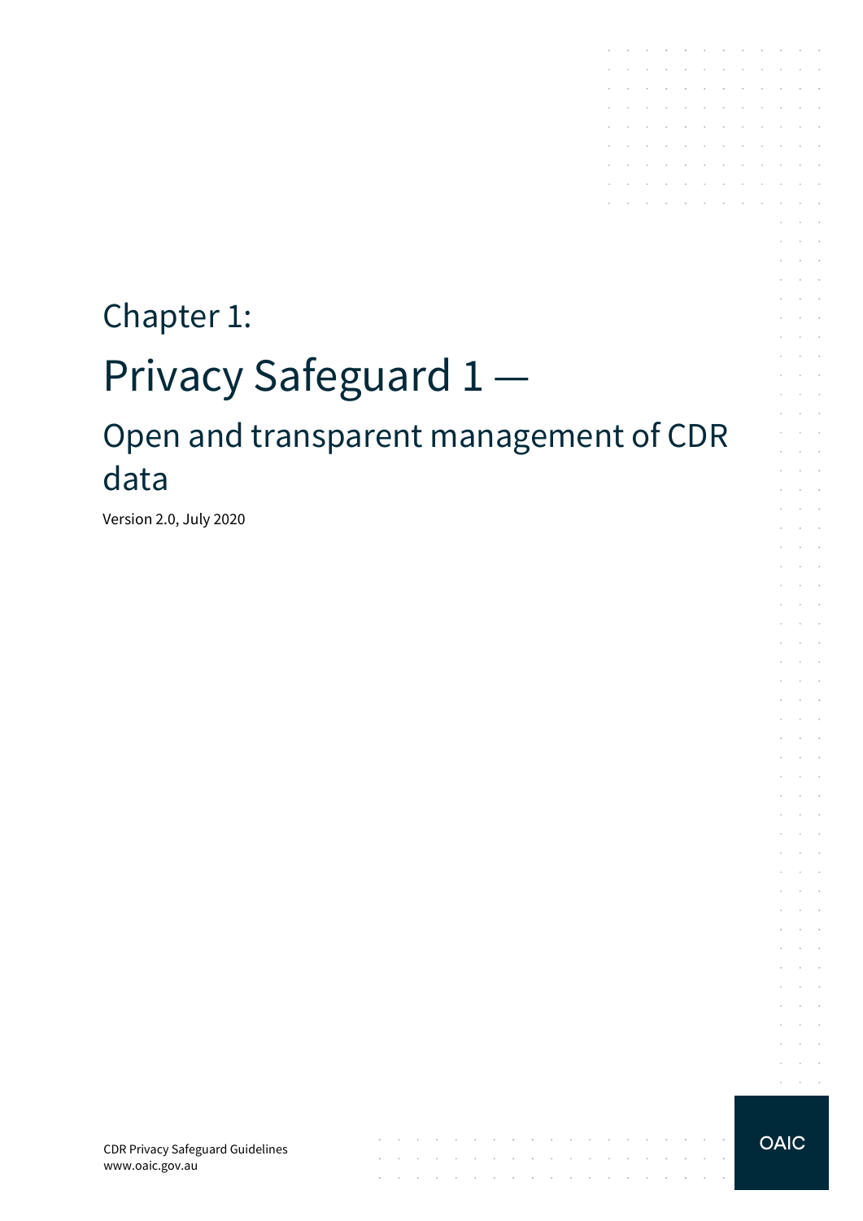# Chapter 1:

# Privacy Safeguard 1 —

## Open and transparent management of CDR data

Version 2.0, July 2020

CDR Privacy Safeguard Guidelines
www.oaic.gov.au

OAIC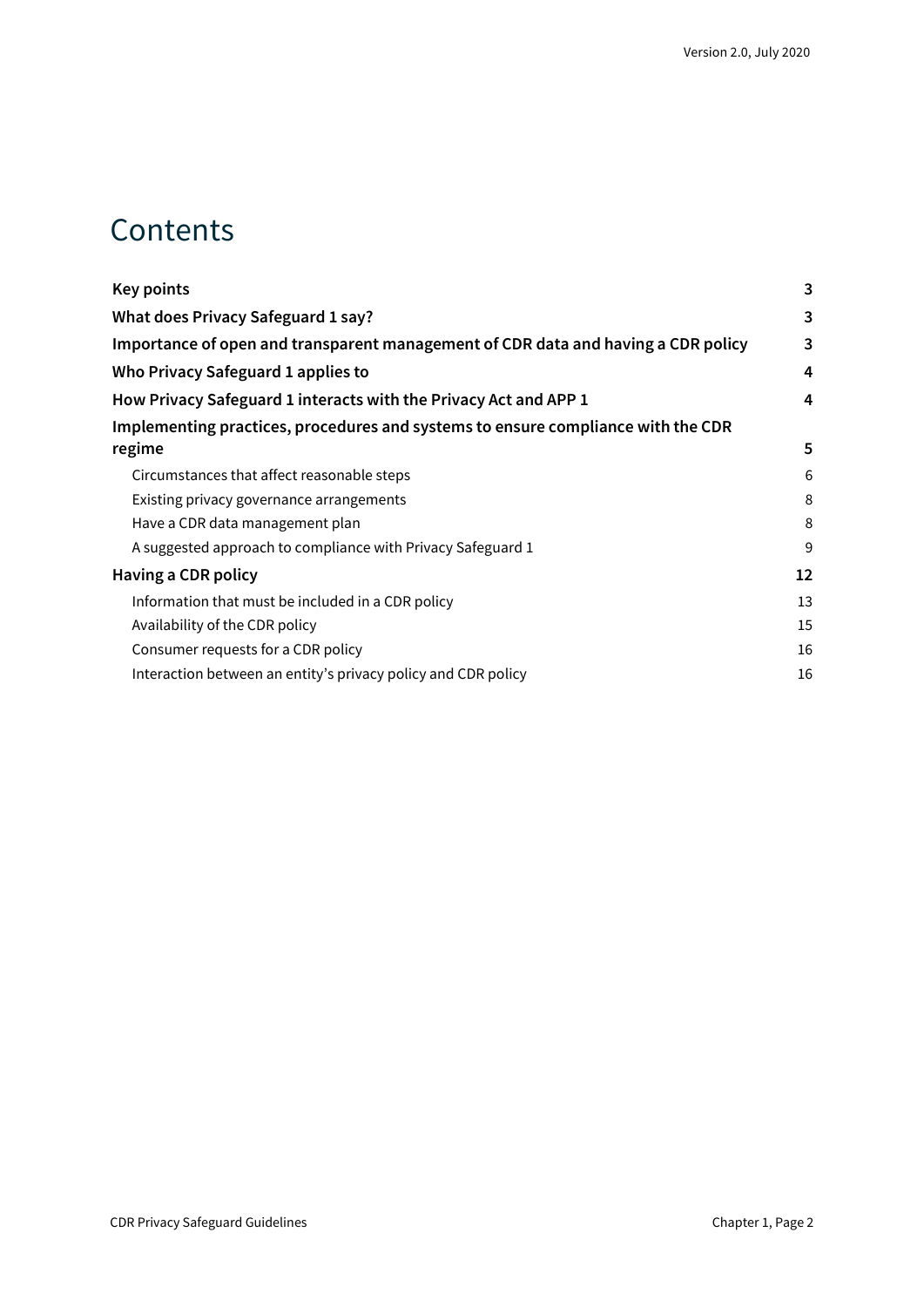# Contents

| | |
|---|---|
| **Key points** | **3** |
| **What does Privacy Safeguard 1 say?** | **3** |
| **Importance of open and transparent management of CDR data and having a CDR policy** | **3** |
| **Who Privacy Safeguard 1 applies to** | **4** |
| **How Privacy Safeguard 1 interacts with the Privacy Act and APP 1** | **4** |
| **Implementing practices, procedures and systems to ensure compliance with the CDR regime** | **5** |
| Circumstances that affect reasonable steps | 6 |
| Existing privacy governance arrangements | 8 |
| Have a CDR data management plan | 8 |
| A suggested approach to compliance with Privacy Safeguard 1 | 9 |
| **Having a CDR policy** | **12** |
| Information that must be included in a CDR policy | 13 |
| Availability of the CDR policy | 15 |
| Consumer requests for a CDR policy | 16 |
| Interaction between an entity's privacy policy and CDR policy | 16 |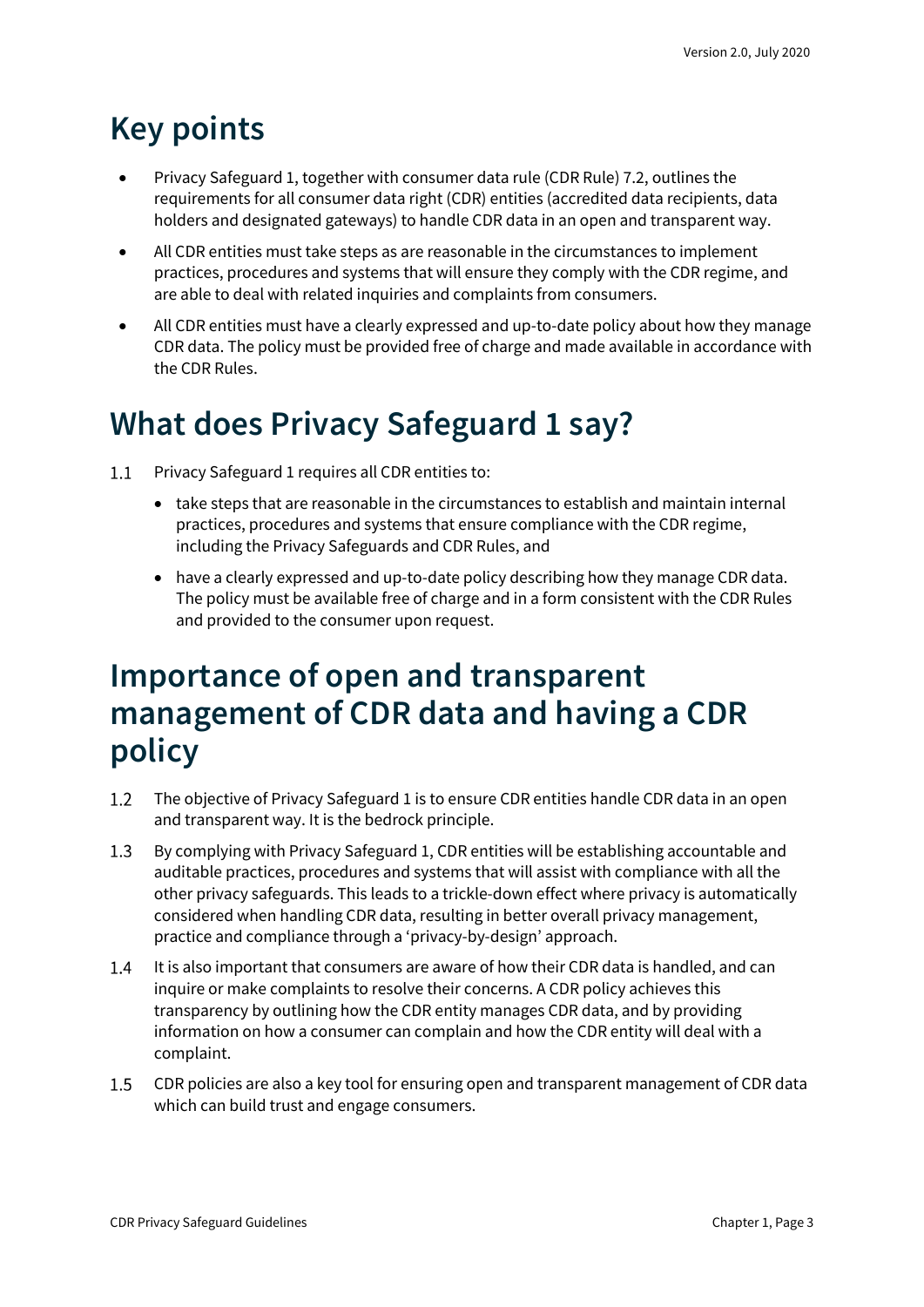# Key points

- Privacy Safeguard 1, together with consumer data rule (CDR Rule) 7.2, outlines the requirements for all consumer data right (CDR) entities (accredited data recipients, data holders and designated gateways) to handle CDR data in an open and transparent way.
- All CDR entities must take steps as are reasonable in the circumstances to implement practices, procedures and systems that will ensure they comply with the CDR regime, and are able to deal with related inquiries and complaints from consumers.
- All CDR entities must have a clearly expressed and up-to-date policy about how they manage CDR data. The policy must be provided free of charge and made available in accordance with the CDR Rules.

# What does Privacy Safeguard 1 say?

1.1 Privacy Safeguard 1 requires all CDR entities to:

- take steps that are reasonable in the circumstances to establish and maintain internal practices, procedures and systems that ensure compliance with the CDR regime, including the Privacy Safeguards and CDR Rules, and
- have a clearly expressed and up-to-date policy describing how they manage CDR data. The policy must be available free of charge and in a form consistent with the CDR Rules and provided to the consumer upon request.

# Importance of open and transparent management of CDR data and having a CDR policy

1.2 The objective of Privacy Safeguard 1 is to ensure CDR entities handle CDR data in an open and transparent way. It is the bedrock principle.

1.3 By complying with Privacy Safeguard 1, CDR entities will be establishing accountable and auditable practices, procedures and systems that will assist with compliance with all the other privacy safeguards. This leads to a trickle-down effect where privacy is automatically considered when handling CDR data, resulting in better overall privacy management, practice and compliance through a 'privacy-by-design' approach.

1.4 It is also important that consumers are aware of how their CDR data is handled, and can inquire or make complaints to resolve their concerns. A CDR policy achieves this transparency by outlining how the CDR entity manages CDR data, and by providing information on how a consumer can complain and how the CDR entity will deal with a complaint.

1.5 CDR policies are also a key tool for ensuring open and transparent management of CDR data which can build trust and engage consumers.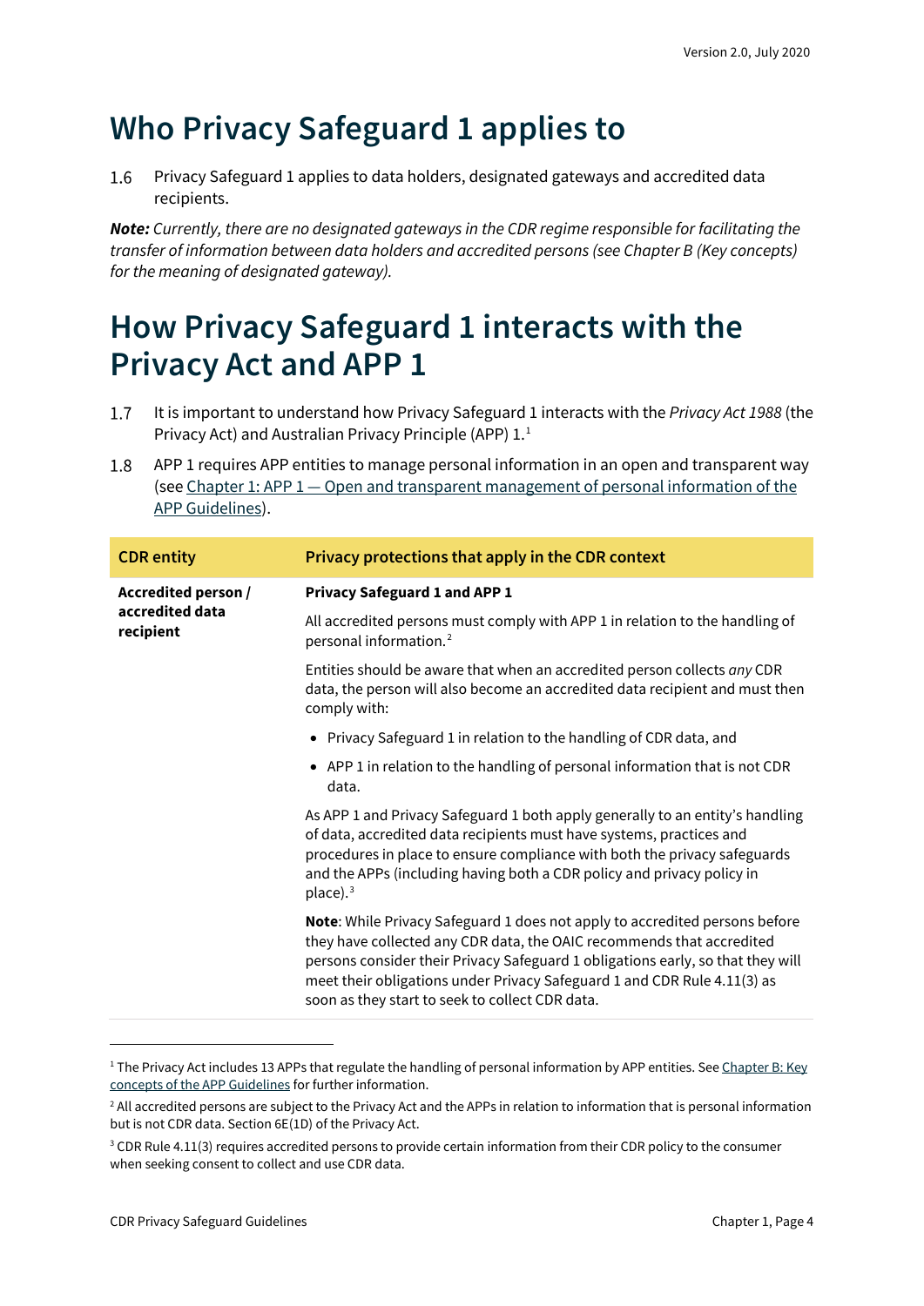# Who Privacy Safeguard 1 applies to

1.6 Privacy Safeguard 1 applies to data holders, designated gateways and accredited data recipients.

***Note:*** *Currently, there are no designated gateways in the CDR regime responsible for facilitating the transfer of information between data holders and accredited persons (see Chapter B (Key concepts) for the meaning of designated gateway).*

# How Privacy Safeguard 1 interacts with the Privacy Act and APP 1

1.7 It is important to understand how Privacy Safeguard 1 interacts with the *Privacy Act 1988* (the Privacy Act) and Australian Privacy Principle (APP) 1.[1]

1.8 APP 1 requires APP entities to manage personal information in an open and transparent way (see [Chapter 1: APP 1 — Open and transparent management of personal information of the APP Guidelines](#)).

| CDR entity | Privacy protections that apply in the CDR context |
|---|---|
| **Accredited person / accredited data recipient** | **Privacy Safeguard 1 and APP 1**<br><br>All accredited persons must comply with APP 1 in relation to the handling of personal information.[2]<br><br>Entities should be aware that when an accredited person collects *any* CDR data, the person will also become an accredited data recipient and must then comply with:<br><br>• Privacy Safeguard 1 in relation to the handling of CDR data, and<br>• APP 1 in relation to the handling of personal information that is not CDR data.<br><br>As APP 1 and Privacy Safeguard 1 both apply generally to an entity's handling of data, accredited data recipients must have systems, practices and procedures in place to ensure compliance with both the privacy safeguards and the APPs (including having both a CDR policy and privacy policy in place).[3]<br><br>**Note**: While Privacy Safeguard 1 does not apply to accredited persons before they have collected any CDR data, the OAIC recommends that accredited persons consider their Privacy Safeguard 1 obligations early, so that they will meet their obligations under Privacy Safeguard 1 and CDR Rule 4.11(3) as soon as they start to seek to collect CDR data. |

[1] The Privacy Act includes 13 APPs that regulate the handling of personal information by APP entities. See Chapter B: Key concepts of the APP Guidelines for further information.

[2] All accredited persons are subject to the Privacy Act and the APPs in relation to information that is personal information but is not CDR data. Section 6E(1D) of the Privacy Act.

[3] CDR Rule 4.11(3) requires accredited persons to provide certain information from their CDR policy to the consumer when seeking consent to collect and use CDR data.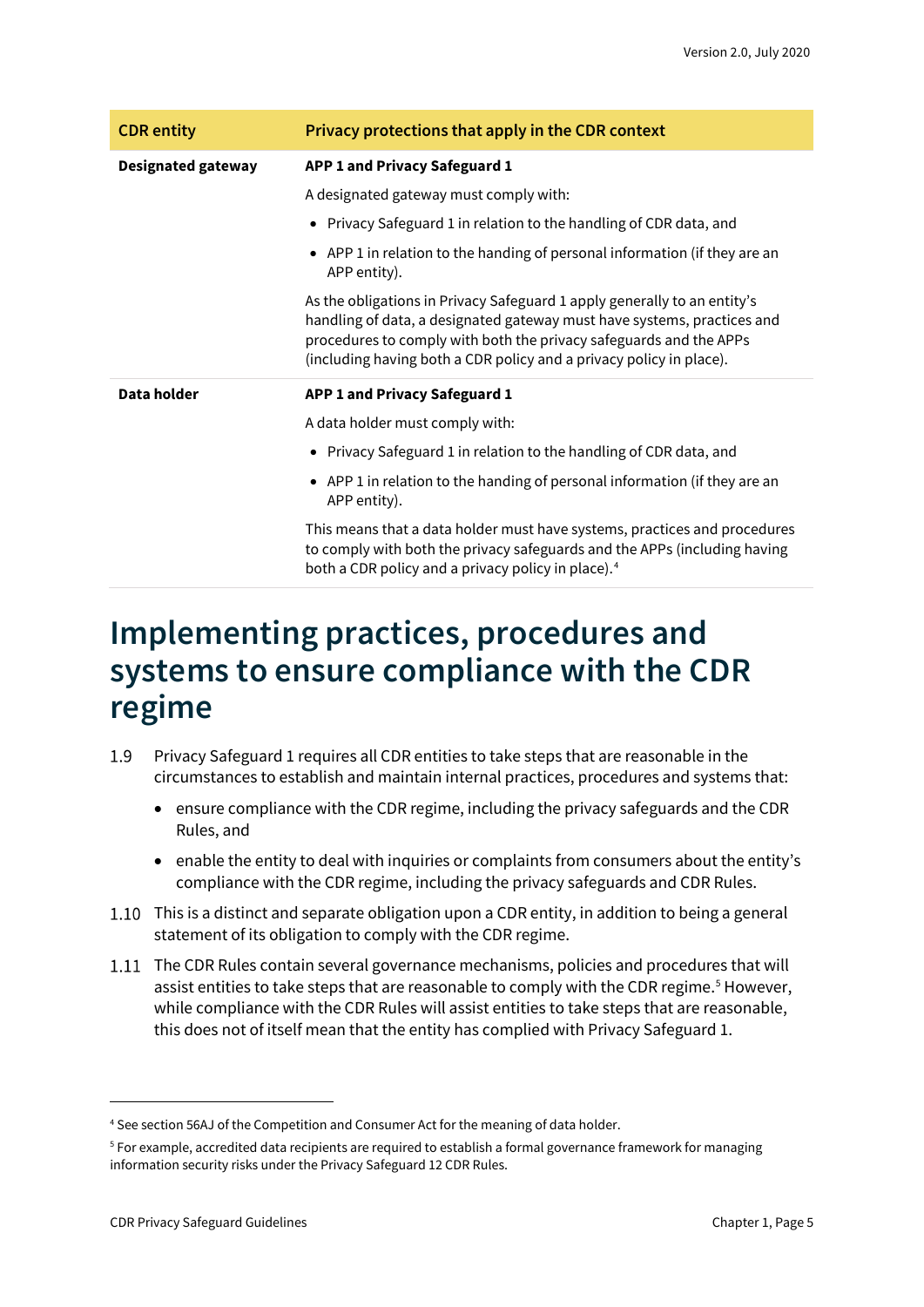| CDR entity | Privacy protections that apply in the CDR context |
| --- | --- |
| **Designated gateway** | **APP 1 and Privacy Safeguard 1**<br><br>A designated gateway must comply with:<br><br>• Privacy Safeguard 1 in relation to the handling of CDR data, and<br><br>• APP 1 in relation to the handing of personal information (if they are an APP entity).<br><br>As the obligations in Privacy Safeguard 1 apply generally to an entity's handling of data, a designated gateway must have systems, practices and procedures to comply with both the privacy safeguards and the APPs (including having both a CDR policy and a privacy policy in place). |
| **Data holder** | **APP 1 and Privacy Safeguard 1**<br><br>A data holder must comply with:<br><br>• Privacy Safeguard 1 in relation to the handling of CDR data, and<br><br>• APP 1 in relation to the handing of personal information (if they are an APP entity).<br><br>This means that a data holder must have systems, practices and procedures to comply with both the privacy safeguards and the APPs (including having both a CDR policy and a privacy policy in place).[4] |

# Implementing practices, procedures and systems to ensure compliance with the CDR regime

1.9 Privacy Safeguard 1 requires all CDR entities to take steps that are reasonable in the circumstances to establish and maintain internal practices, procedures and systems that:

- ensure compliance with the CDR regime, including the privacy safeguards and the CDR Rules, and
- enable the entity to deal with inquiries or complaints from consumers about the entity's compliance with the CDR regime, including the privacy safeguards and CDR Rules.

1.10 This is a distinct and separate obligation upon a CDR entity, in addition to being a general statement of its obligation to comply with the CDR regime.

1.11 The CDR Rules contain several governance mechanisms, policies and procedures that will assist entities to take steps that are reasonable to comply with the CDR regime.[5] However, while compliance with the CDR Rules will assist entities to take steps that are reasonable, this does not of itself mean that the entity has complied with Privacy Safeguard 1.

---

[4] See section 56AJ of the Competition and Consumer Act for the meaning of data holder.

[5] For example, accredited data recipients are required to establish a formal governance framework for managing information security risks under the Privacy Safeguard 12 CDR Rules.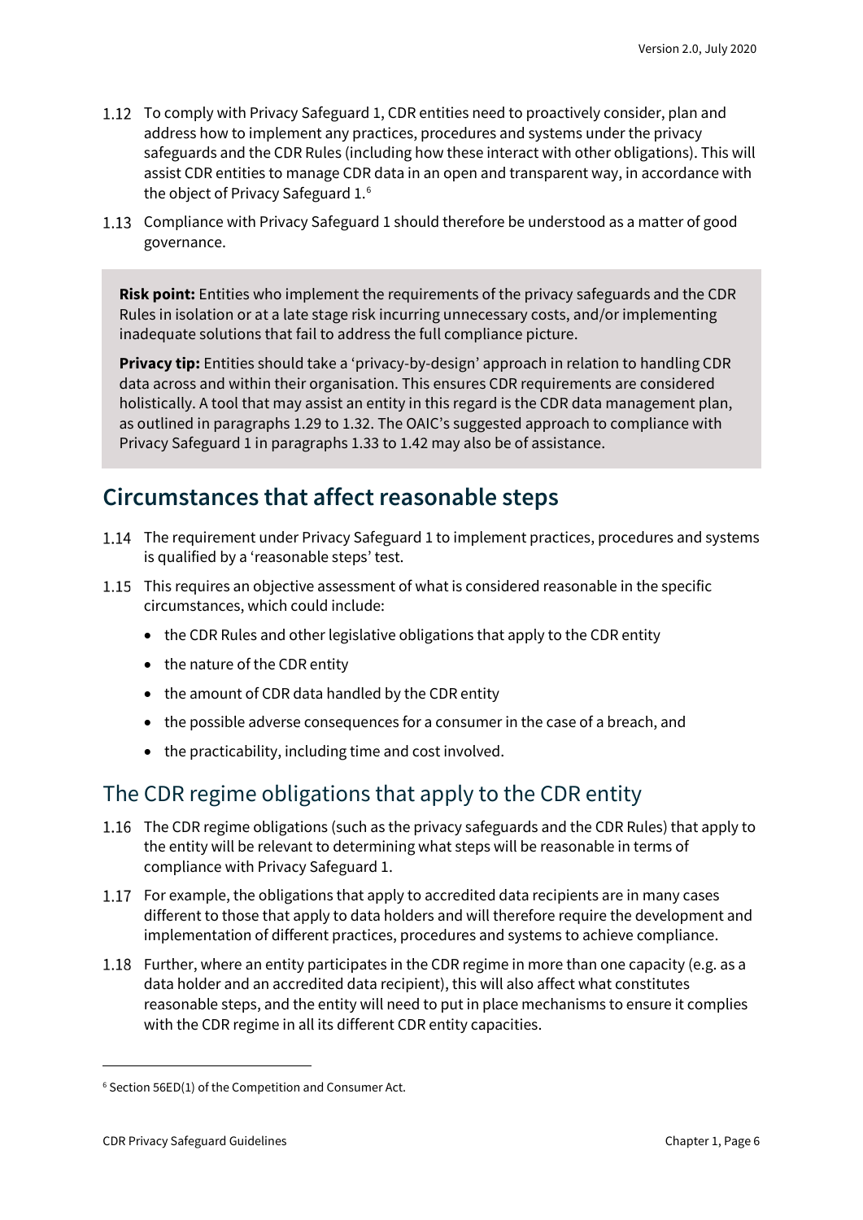1.12 To comply with Privacy Safeguard 1, CDR entities need to proactively consider, plan and address how to implement any practices, procedures and systems under the privacy safeguards and the CDR Rules (including how these interact with other obligations). This will assist CDR entities to manage CDR data in an open and transparent way, in accordance with the object of Privacy Safeguard 1.[6]

1.13 Compliance with Privacy Safeguard 1 should therefore be understood as a matter of good governance.

> **Risk point:** Entities who implement the requirements of the privacy safeguards and the CDR Rules in isolation or at a late stage risk incurring unnecessary costs, and/or implementing inadequate solutions that fail to address the full compliance picture.
>
> **Privacy tip:** Entities should take a 'privacy-by-design' approach in relation to handling CDR data across and within their organisation. This ensures CDR requirements are considered holistically. A tool that may assist an entity in this regard is the CDR data management plan, as outlined in paragraphs 1.29 to 1.32. The OAIC's suggested approach to compliance with Privacy Safeguard 1 in paragraphs 1.33 to 1.42 may also be of assistance.

## Circumstances that affect reasonable steps

1.14 The requirement under Privacy Safeguard 1 to implement practices, procedures and systems is qualified by a 'reasonable steps' test.

1.15 This requires an objective assessment of what is considered reasonable in the specific circumstances, which could include:

- the CDR Rules and other legislative obligations that apply to the CDR entity
- the nature of the CDR entity
- the amount of CDR data handled by the CDR entity
- the possible adverse consequences for a consumer in the case of a breach, and
- the practicability, including time and cost involved.

### The CDR regime obligations that apply to the CDR entity

1.16 The CDR regime obligations (such as the privacy safeguards and the CDR Rules) that apply to the entity will be relevant to determining what steps will be reasonable in terms of compliance with Privacy Safeguard 1.

1.17 For example, the obligations that apply to accredited data recipients are in many cases different to those that apply to data holders and will therefore require the development and implementation of different practices, procedures and systems to achieve compliance.

1.18 Further, where an entity participates in the CDR regime in more than one capacity (e.g. as a data holder and an accredited data recipient), this will also affect what constitutes reasonable steps, and the entity will need to put in place mechanisms to ensure it complies with the CDR regime in all its different CDR entity capacities.

[6] Section 56ED(1) of the Competition and Consumer Act.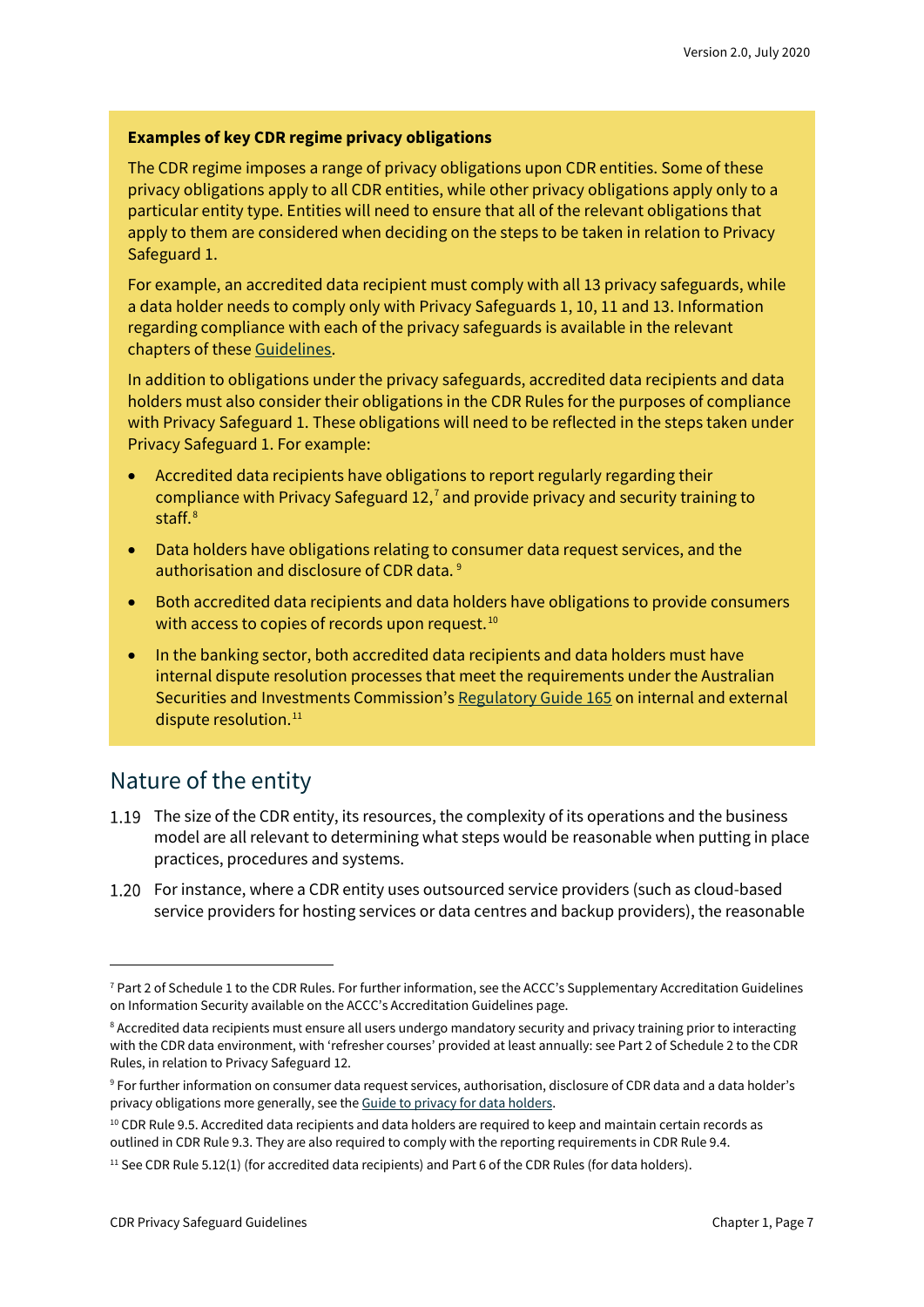**Examples of key CDR regime privacy obligations**

The CDR regime imposes a range of privacy obligations upon CDR entities. Some of these privacy obligations apply to all CDR entities, while other privacy obligations apply only to a particular entity type. Entities will need to ensure that all of the relevant obligations that apply to them are considered when deciding on the steps to be taken in relation to Privacy Safeguard 1.

For example, an accredited data recipient must comply with all 13 privacy safeguards, while a data holder needs to comply only with Privacy Safeguards 1, 10, 11 and 13. Information regarding compliance with each of the privacy safeguards is available in the relevant chapters of these Guidelines.

In addition to obligations under the privacy safeguards, accredited data recipients and data holders must also consider their obligations in the CDR Rules for the purposes of compliance with Privacy Safeguard 1. These obligations will need to be reflected in the steps taken under Privacy Safeguard 1. For example:

- Accredited data recipients have obligations to report regularly regarding their compliance with Privacy Safeguard 12,[7] and provide privacy and security training to staff.[8]
- Data holders have obligations relating to consumer data request services, and the authorisation and disclosure of CDR data.[9]
- Both accredited data recipients and data holders have obligations to provide consumers with access to copies of records upon request.[10]
- In the banking sector, both accredited data recipients and data holders must have internal dispute resolution processes that meet the requirements under the Australian Securities and Investments Commission's Regulatory Guide 165 on internal and external dispute resolution.[11]

## Nature of the entity

1.19 The size of the CDR entity, its resources, the complexity of its operations and the business model are all relevant to determining what steps would be reasonable when putting in place practices, procedures and systems.

1.20 For instance, where a CDR entity uses outsourced service providers (such as cloud-based service providers for hosting services or data centres and backup providers), the reasonable

---

[7] Part 2 of Schedule 1 to the CDR Rules. For further information, see the ACCC's Supplementary Accreditation Guidelines on Information Security available on the ACCC's Accreditation Guidelines page.

[8] Accredited data recipients must ensure all users undergo mandatory security and privacy training prior to interacting with the CDR data environment, with 'refresher courses' provided at least annually: see Part 2 of Schedule 2 to the CDR Rules, in relation to Privacy Safeguard 12.

[9] For further information on consumer data request services, authorisation, disclosure of CDR data and a data holder's privacy obligations more generally, see the Guide to privacy for data holders.

[10] CDR Rule 9.5. Accredited data recipients and data holders are required to keep and maintain certain records as outlined in CDR Rule 9.3. They are also required to comply with the reporting requirements in CDR Rule 9.4.

[11] See CDR Rule 5.12(1) (for accredited data recipients) and Part 6 of the CDR Rules (for data holders).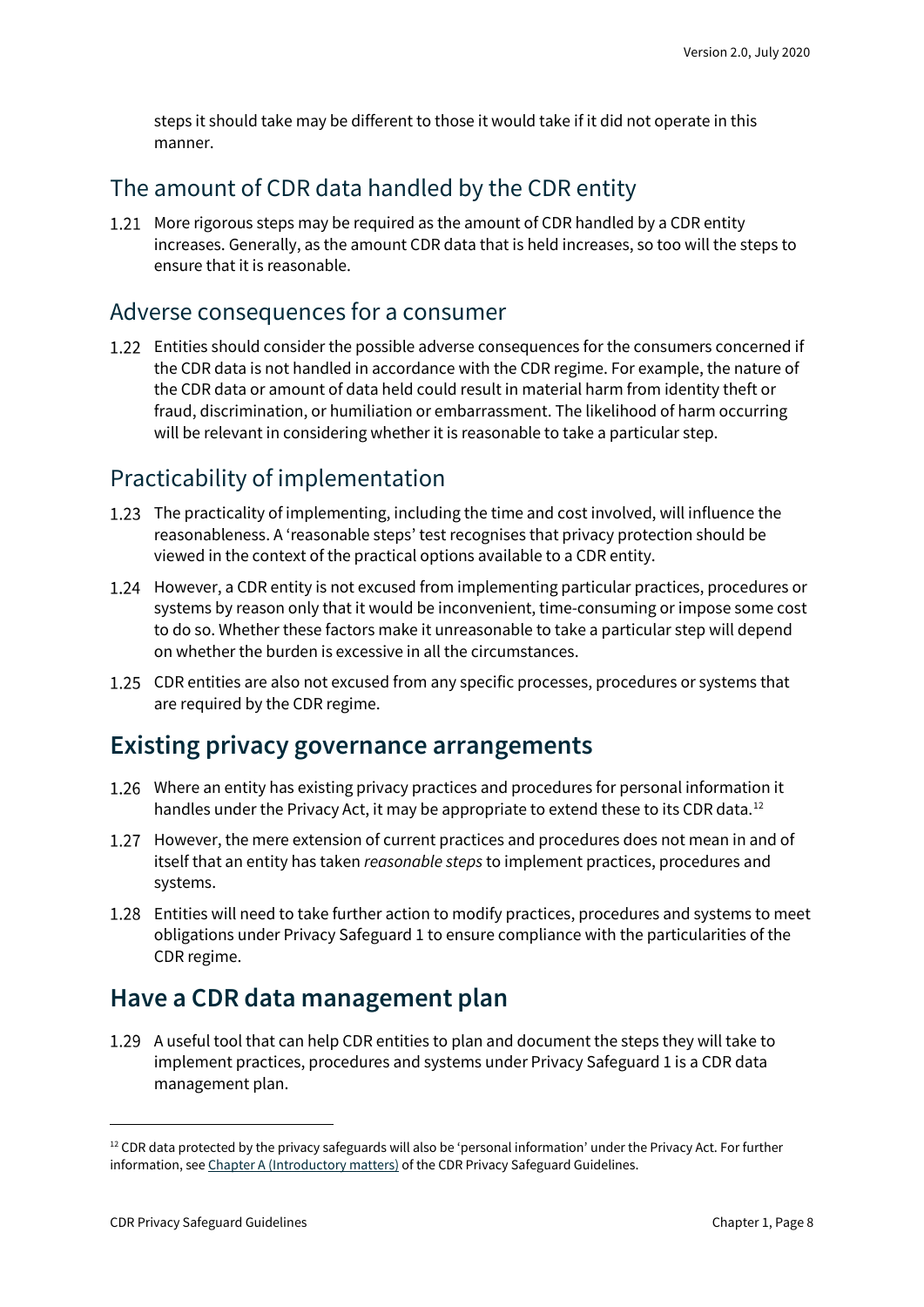steps it should take may be different to those it would take if it did not operate in this manner.

### The amount of CDR data handled by the CDR entity

1.21 More rigorous steps may be required as the amount of CDR handled by a CDR entity increases. Generally, as the amount CDR data that is held increases, so too will the steps to ensure that it is reasonable.

### Adverse consequences for a consumer

1.22 Entities should consider the possible adverse consequences for the consumers concerned if the CDR data is not handled in accordance with the CDR regime. For example, the nature of the CDR data or amount of data held could result in material harm from identity theft or fraud, discrimination, or humiliation or embarrassment. The likelihood of harm occurring will be relevant in considering whether it is reasonable to take a particular step.

### Practicability of implementation

1.23 The practicality of implementing, including the time and cost involved, will influence the reasonableness. A 'reasonable steps' test recognises that privacy protection should be viewed in the context of the practical options available to a CDR entity.

1.24 However, a CDR entity is not excused from implementing particular practices, procedures or systems by reason only that it would be inconvenient, time-consuming or impose some cost to do so. Whether these factors make it unreasonable to take a particular step will depend on whether the burden is excessive in all the circumstances.

1.25 CDR entities are also not excused from any specific processes, procedures or systems that are required by the CDR regime.

## Existing privacy governance arrangements

1.26 Where an entity has existing privacy practices and procedures for personal information it handles under the Privacy Act, it may be appropriate to extend these to its CDR data.[12]

1.27 However, the mere extension of current practices and procedures does not mean in and of itself that an entity has taken *reasonable steps* to implement practices, procedures and systems.

1.28 Entities will need to take further action to modify practices, procedures and systems to meet obligations under Privacy Safeguard 1 to ensure compliance with the particularities of the CDR regime.

## Have a CDR data management plan

1.29 A useful tool that can help CDR entities to plan and document the steps they will take to implement practices, procedures and systems under Privacy Safeguard 1 is a CDR data management plan.

---

[12] CDR data protected by the privacy safeguards will also be 'personal information' under the Privacy Act. For further information, see Chapter A (Introductory matters) of the CDR Privacy Safeguard Guidelines.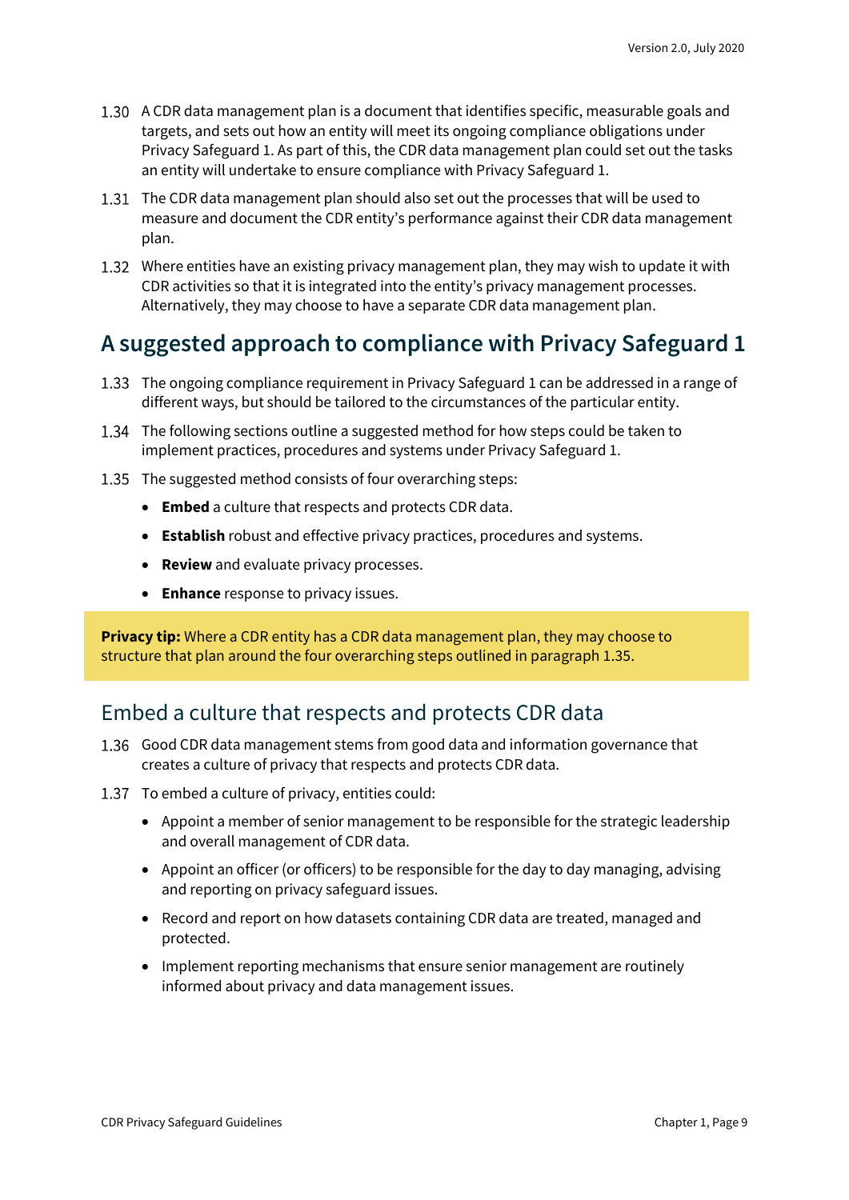1.30 A CDR data management plan is a document that identifies specific, measurable goals and targets, and sets out how an entity will meet its ongoing compliance obligations under Privacy Safeguard 1. As part of this, the CDR data management plan could set out the tasks an entity will undertake to ensure compliance with Privacy Safeguard 1.

1.31 The CDR data management plan should also set out the processes that will be used to measure and document the CDR entity's performance against their CDR data management plan.

1.32 Where entities have an existing privacy management plan, they may wish to update it with CDR activities so that it is integrated into the entity's privacy management processes. Alternatively, they may choose to have a separate CDR data management plan.

## A suggested approach to compliance with Privacy Safeguard 1

1.33 The ongoing compliance requirement in Privacy Safeguard 1 can be addressed in a range of different ways, but should be tailored to the circumstances of the particular entity.

1.34 The following sections outline a suggested method for how steps could be taken to implement practices, procedures and systems under Privacy Safeguard 1.

1.35 The suggested method consists of four overarching steps:

- **Embed** a culture that respects and protects CDR data.
- **Establish** robust and effective privacy practices, procedures and systems.
- **Review** and evaluate privacy processes.
- **Enhance** response to privacy issues.

> **Privacy tip:** Where a CDR entity has a CDR data management plan, they may choose to structure that plan around the four overarching steps outlined in paragraph 1.35.

### Embed a culture that respects and protects CDR data

1.36 Good CDR data management stems from good data and information governance that creates a culture of privacy that respects and protects CDR data.

1.37 To embed a culture of privacy, entities could:

- Appoint a member of senior management to be responsible for the strategic leadership and overall management of CDR data.
- Appoint an officer (or officers) to be responsible for the day to day managing, advising and reporting on privacy safeguard issues.
- Record and report on how datasets containing CDR data are treated, managed and protected.
- Implement reporting mechanisms that ensure senior management are routinely informed about privacy and data management issues.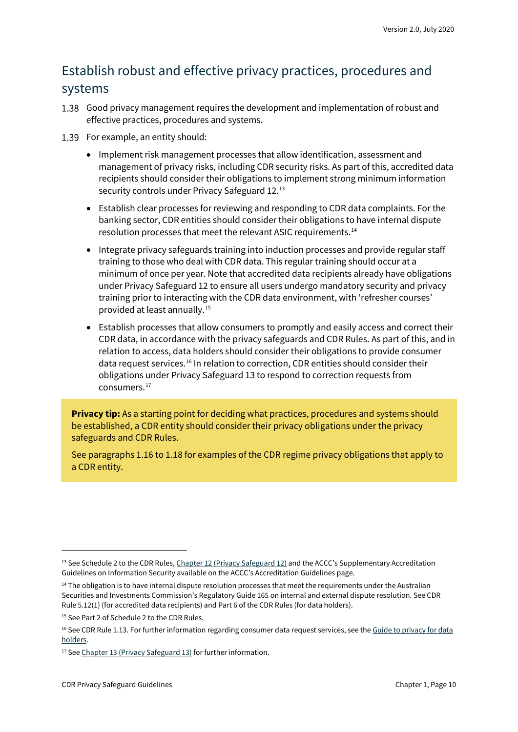## Establish robust and effective privacy practices, procedures and systems

1.38 Good privacy management requires the development and implementation of robust and effective practices, procedures and systems.

1.39 For example, an entity should:

- Implement risk management processes that allow identification, assessment and management of privacy risks, including CDR security risks. As part of this, accredited data recipients should consider their obligations to implement strong minimum information security controls under Privacy Safeguard 12.[13]
- Establish clear processes for reviewing and responding to CDR data complaints. For the banking sector, CDR entities should consider their obligations to have internal dispute resolution processes that meet the relevant ASIC requirements.[14]
- Integrate privacy safeguards training into induction processes and provide regular staff training to those who deal with CDR data. This regular training should occur at a minimum of once per year. Note that accredited data recipients already have obligations under Privacy Safeguard 12 to ensure all users undergo mandatory security and privacy training prior to interacting with the CDR data environment, with 'refresher courses' provided at least annually.[15]
- Establish processes that allow consumers to promptly and easily access and correct their CDR data, in accordance with the privacy safeguards and CDR Rules. As part of this, and in relation to access, data holders should consider their obligations to provide consumer data request services.[16] In relation to correction, CDR entities should consider their obligations under Privacy Safeguard 13 to respond to correction requests from consumers.[17]

**Privacy tip:** As a starting point for deciding what practices, procedures and systems should be established, a CDR entity should consider their privacy obligations under the privacy safeguards and CDR Rules.

See paragraphs 1.16 to 1.18 for examples of the CDR regime privacy obligations that apply to a CDR entity.

---

[13] See Schedule 2 to the CDR Rules, Chapter 12 (Privacy Safeguard 12) and the ACCC's Supplementary Accreditation Guidelines on Information Security available on the ACCC's Accreditation Guidelines page.

[14] The obligation is to have internal dispute resolution processes that meet the requirements under the Australian Securities and Investments Commission's Regulatory Guide 165 on internal and external dispute resolution. See CDR Rule 5.12(1) (for accredited data recipients) and Part 6 of the CDR Rules (for data holders).

[15] See Part 2 of Schedule 2 to the CDR Rules.

[16] See CDR Rule 1.13. For further information regarding consumer data request services, see the Guide to privacy for data holders.

[17] See Chapter 13 (Privacy Safeguard 13) for further information.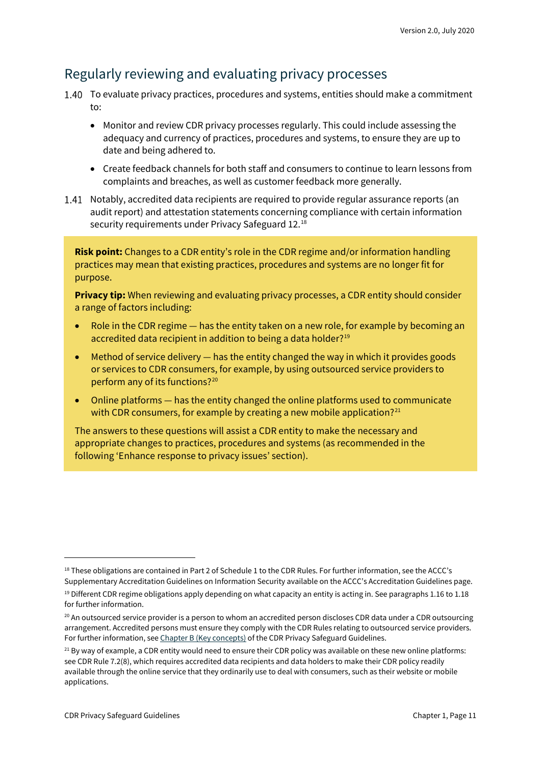## Regularly reviewing and evaluating privacy processes

1.40 To evaluate privacy practices, procedures and systems, entities should make a commitment to:

- Monitor and review CDR privacy processes regularly. This could include assessing the adequacy and currency of practices, procedures and systems, to ensure they are up to date and being adhered to.
- Create feedback channels for both staff and consumers to continue to learn lessons from complaints and breaches, as well as customer feedback more generally.

1.41 Notably, accredited data recipients are required to provide regular assurance reports (an audit report) and attestation statements concerning compliance with certain information security requirements under Privacy Safeguard 12.[18]

**Risk point:** Changes to a CDR entity's role in the CDR regime and/or information handling practices may mean that existing practices, procedures and systems are no longer fit for purpose.

**Privacy tip:** When reviewing and evaluating privacy processes, a CDR entity should consider a range of factors including:

- Role in the CDR regime — has the entity taken on a new role, for example by becoming an accredited data recipient in addition to being a data holder?[19]
- Method of service delivery — has the entity changed the way in which it provides goods or services to CDR consumers, for example, by using outsourced service providers to perform any of its functions?[20]
- Online platforms — has the entity changed the online platforms used to communicate with CDR consumers, for example by creating a new mobile application?[21]

The answers to these questions will assist a CDR entity to make the necessary and appropriate changes to practices, procedures and systems (as recommended in the following 'Enhance response to privacy issues' section).

---

[18] These obligations are contained in Part 2 of Schedule 1 to the CDR Rules. For further information, see the ACCC's Supplementary Accreditation Guidelines on Information Security available on the ACCC's Accreditation Guidelines page.

[19] Different CDR regime obligations apply depending on what capacity an entity is acting in. See paragraphs 1.16 to 1.18 for further information.

[20] An outsourced service provider is a person to whom an accredited person discloses CDR data under a CDR outsourcing arrangement. Accredited persons must ensure they comply with the CDR Rules relating to outsourced service providers. For further information, see Chapter B (Key concepts) of the CDR Privacy Safeguard Guidelines.

[21] By way of example, a CDR entity would need to ensure their CDR policy was available on these new online platforms: see CDR Rule 7.2(8), which requires accredited data recipients and data holders to make their CDR policy readily available through the online service that they ordinarily use to deal with consumers, such as their website or mobile applications.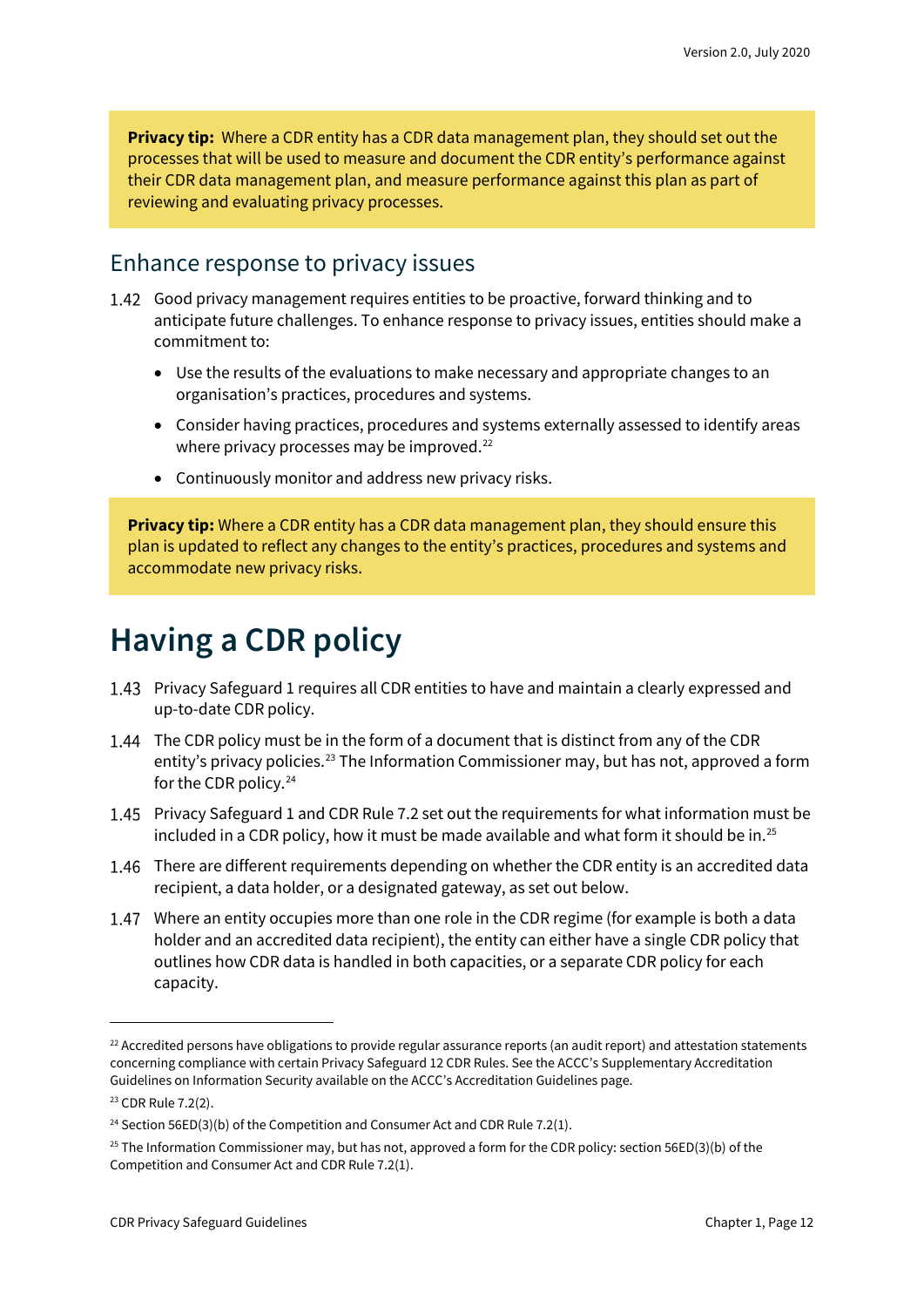**Privacy tip:** Where a CDR entity has a CDR data management plan, they should set out the processes that will be used to measure and document the CDR entity's performance against their CDR data management plan, and measure performance against this plan as part of reviewing and evaluating privacy processes.

## Enhance response to privacy issues

1.42 Good privacy management requires entities to be proactive, forward thinking and to anticipate future challenges. To enhance response to privacy issues, entities should make a commitment to:

- Use the results of the evaluations to make necessary and appropriate changes to an organisation's practices, procedures and systems.
- Consider having practices, procedures and systems externally assessed to identify areas where privacy processes may be improved.[22]
- Continuously monitor and address new privacy risks.

**Privacy tip:** Where a CDR entity has a CDR data management plan, they should ensure this plan is updated to reflect any changes to the entity's practices, procedures and systems and accommodate new privacy risks.

# Having a CDR policy

1.43 Privacy Safeguard 1 requires all CDR entities to have and maintain a clearly expressed and up-to-date CDR policy.

1.44 The CDR policy must be in the form of a document that is distinct from any of the CDR entity's privacy policies.[23] The Information Commissioner may, but has not, approved a form for the CDR policy.[24]

1.45 Privacy Safeguard 1 and CDR Rule 7.2 set out the requirements for what information must be included in a CDR policy, how it must be made available and what form it should be in.[25]

1.46 There are different requirements depending on whether the CDR entity is an accredited data recipient, a data holder, or a designated gateway, as set out below.

1.47 Where an entity occupies more than one role in the CDR regime (for example is both a data holder and an accredited data recipient), the entity can either have a single CDR policy that outlines how CDR data is handled in both capacities, or a separate CDR policy for each capacity.

---

[22] Accredited persons have obligations to provide regular assurance reports (an audit report) and attestation statements concerning compliance with certain Privacy Safeguard 12 CDR Rules. See the ACCC's Supplementary Accreditation Guidelines on Information Security available on the ACCC's Accreditation Guidelines page.

[23] CDR Rule 7.2(2).

[24] Section 56ED(3)(b) of the Competition and Consumer Act and CDR Rule 7.2(1).

[25] The Information Commissioner may, but has not, approved a form for the CDR policy: section 56ED(3)(b) of the Competition and Consumer Act and CDR Rule 7.2(1).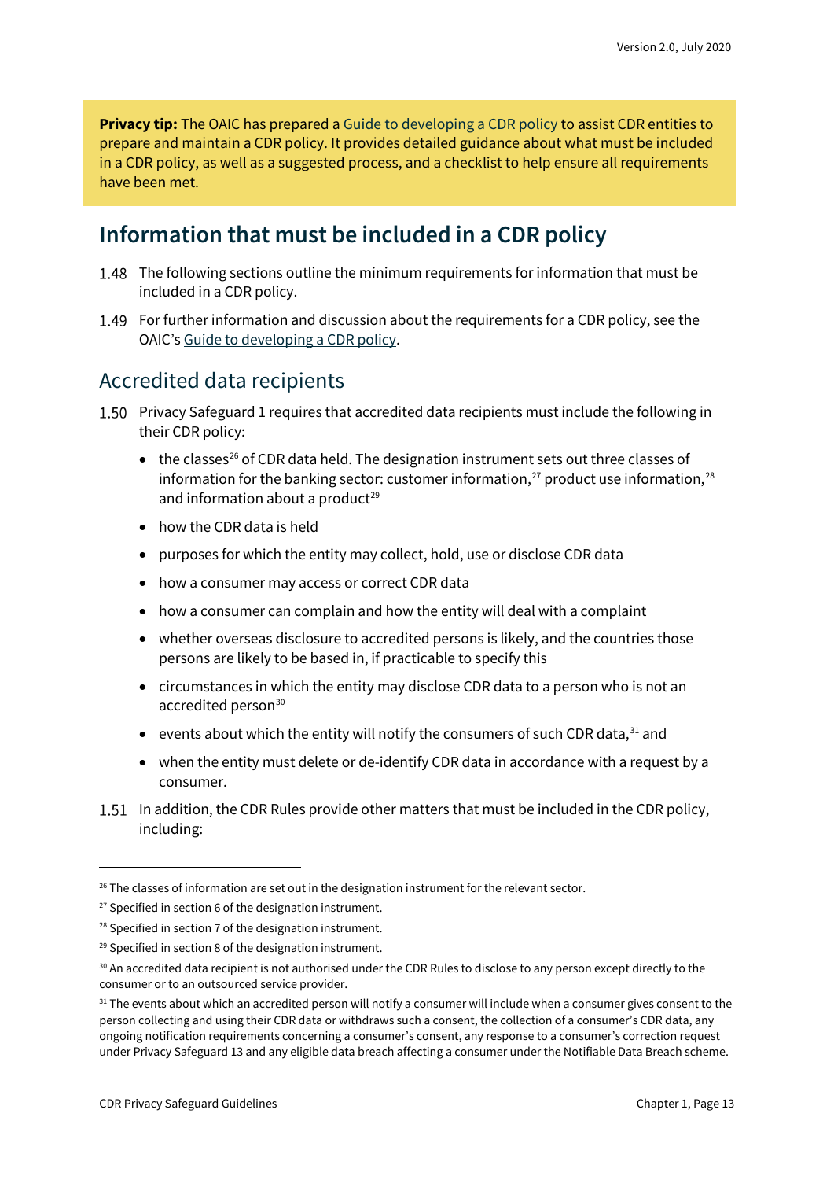**Privacy tip:** The OAIC has prepared a Guide to developing a CDR policy to assist CDR entities to prepare and maintain a CDR policy. It provides detailed guidance about what must be included in a CDR policy, as well as a suggested process, and a checklist to help ensure all requirements have been met.

## Information that must be included in a CDR policy

1.48 The following sections outline the minimum requirements for information that must be included in a CDR policy.

1.49 For further information and discussion about the requirements for a CDR policy, see the OAIC's Guide to developing a CDR policy.

### Accredited data recipients

1.50 Privacy Safeguard 1 requires that accredited data recipients must include the following in their CDR policy:

- the classes[26] of CDR data held. The designation instrument sets out three classes of information for the banking sector: customer information,[27] product use information,[28] and information about a product[29]
- how the CDR data is held
- purposes for which the entity may collect, hold, use or disclose CDR data
- how a consumer may access or correct CDR data
- how a consumer can complain and how the entity will deal with a complaint
- whether overseas disclosure to accredited persons is likely, and the countries those persons are likely to be based in, if practicable to specify this
- circumstances in which the entity may disclose CDR data to a person who is not an accredited person[30]
- events about which the entity will notify the consumers of such CDR data,[31] and
- when the entity must delete or de-identify CDR data in accordance with a request by a consumer.

1.51 In addition, the CDR Rules provide other matters that must be included in the CDR policy, including:

---

[26] The classes of information are set out in the designation instrument for the relevant sector.

[27] Specified in section 6 of the designation instrument.

[28] Specified in section 7 of the designation instrument.

[29] Specified in section 8 of the designation instrument.

[30] An accredited data recipient is not authorised under the CDR Rules to disclose to any person except directly to the consumer or to an outsourced service provider.

[31] The events about which an accredited person will notify a consumer will include when a consumer gives consent to the person collecting and using their CDR data or withdraws such a consent, the collection of a consumer's CDR data, any ongoing notification requirements concerning a consumer's consent, any response to a consumer's correction request under Privacy Safeguard 13 and any eligible data breach affecting a consumer under the Notifiable Data Breach scheme.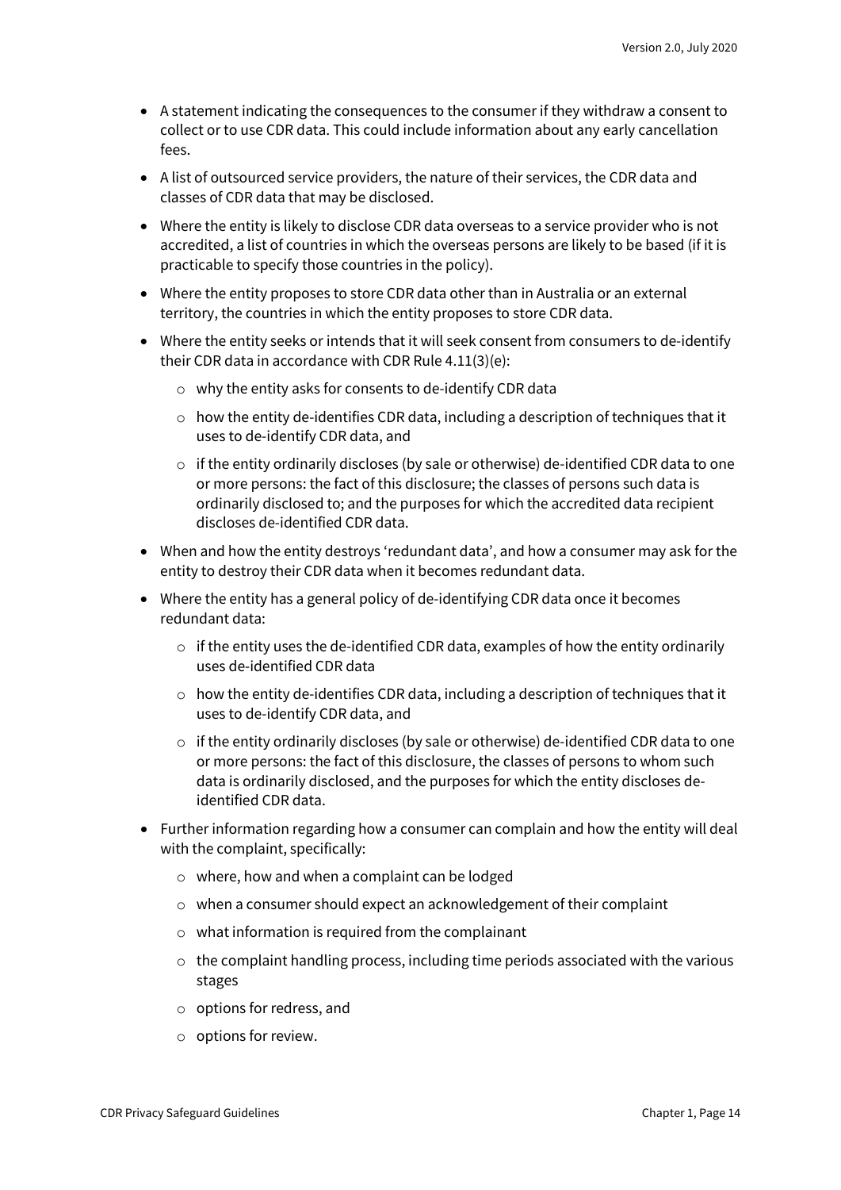- A statement indicating the consequences to the consumer if they withdraw a consent to collect or to use CDR data. This could include information about any early cancellation fees.
- A list of outsourced service providers, the nature of their services, the CDR data and classes of CDR data that may be disclosed.
- Where the entity is likely to disclose CDR data overseas to a service provider who is not accredited, a list of countries in which the overseas persons are likely to be based (if it is practicable to specify those countries in the policy).
- Where the entity proposes to store CDR data other than in Australia or an external territory, the countries in which the entity proposes to store CDR data.
- Where the entity seeks or intends that it will seek consent from consumers to de-identify their CDR data in accordance with CDR Rule 4.11(3)(e):
  - why the entity asks for consents to de-identify CDR data
  - how the entity de-identifies CDR data, including a description of techniques that it uses to de-identify CDR data, and
  - if the entity ordinarily discloses (by sale or otherwise) de-identified CDR data to one or more persons: the fact of this disclosure; the classes of persons such data is ordinarily disclosed to; and the purposes for which the accredited data recipient discloses de-identified CDR data.
- When and how the entity destroys 'redundant data', and how a consumer may ask for the entity to destroy their CDR data when it becomes redundant data.
- Where the entity has a general policy of de-identifying CDR data once it becomes redundant data:
  - if the entity uses the de-identified CDR data, examples of how the entity ordinarily uses de-identified CDR data
  - how the entity de-identifies CDR data, including a description of techniques that it uses to de-identify CDR data, and
  - if the entity ordinarily discloses (by sale or otherwise) de-identified CDR data to one or more persons: the fact of this disclosure, the classes of persons to whom such data is ordinarily disclosed, and the purposes for which the entity discloses de-identified CDR data.
- Further information regarding how a consumer can complain and how the entity will deal with the complaint, specifically:
  - where, how and when a complaint can be lodged
  - when a consumer should expect an acknowledgement of their complaint
  - what information is required from the complainant
  - the complaint handling process, including time periods associated with the various stages
  - options for redress, and
  - options for review.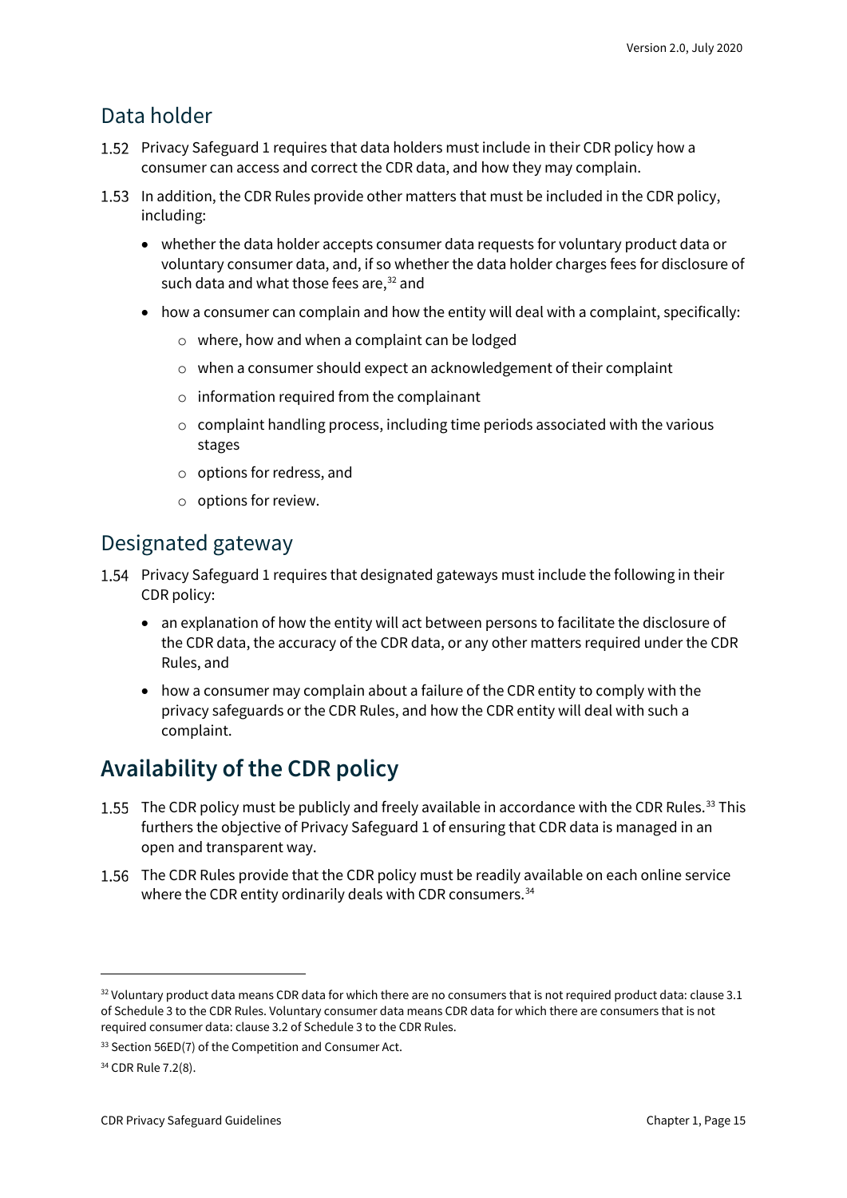## Data holder

1.52 Privacy Safeguard 1 requires that data holders must include in their CDR policy how a consumer can access and correct the CDR data, and how they may complain.

1.53 In addition, the CDR Rules provide other matters that must be included in the CDR policy, including:

- whether the data holder accepts consumer data requests for voluntary product data or voluntary consumer data, and, if so whether the data holder charges fees for disclosure of such data and what those fees are,[32] and
- how a consumer can complain and how the entity will deal with a complaint, specifically:
  - where, how and when a complaint can be lodged
  - when a consumer should expect an acknowledgement of their complaint
  - information required from the complainant
  - complaint handling process, including time periods associated with the various stages
  - options for redress, and
  - options for review.

## Designated gateway

1.54 Privacy Safeguard 1 requires that designated gateways must include the following in their CDR policy:

- an explanation of how the entity will act between persons to facilitate the disclosure of the CDR data, the accuracy of the CDR data, or any other matters required under the CDR Rules, and
- how a consumer may complain about a failure of the CDR entity to comply with the privacy safeguards or the CDR Rules, and how the CDR entity will deal with such a complaint.

# Availability of the CDR policy

1.55 The CDR policy must be publicly and freely available in accordance with the CDR Rules.[33] This furthers the objective of Privacy Safeguard 1 of ensuring that CDR data is managed in an open and transparent way.

1.56 The CDR Rules provide that the CDR policy must be readily available on each online service where the CDR entity ordinarily deals with CDR consumers.[34]

---

[32] Voluntary product data means CDR data for which there are no consumers that is not required product data: clause 3.1 of Schedule 3 to the CDR Rules. Voluntary consumer data means CDR data for which there are consumers that is not required consumer data: clause 3.2 of Schedule 3 to the CDR Rules.

[33] Section 56ED(7) of the Competition and Consumer Act.

[34] CDR Rule 7.2(8).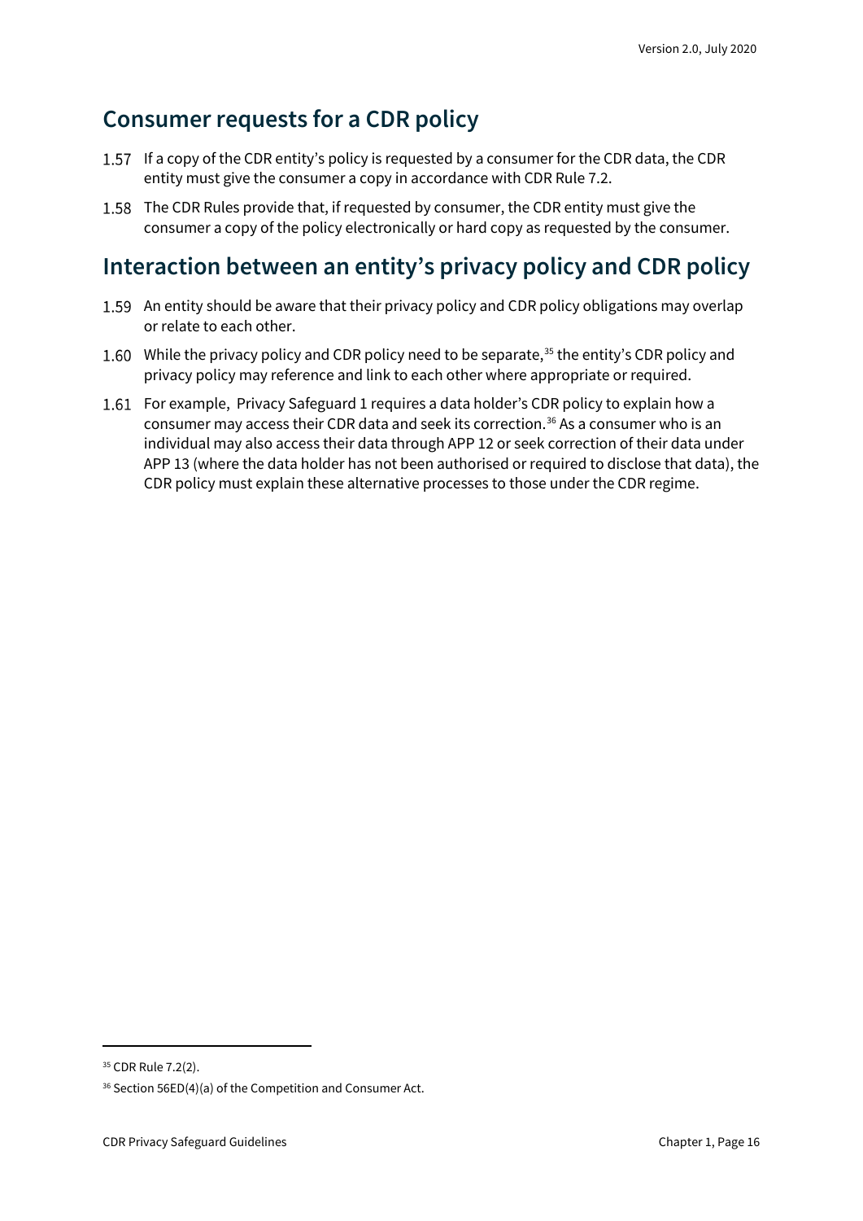## Consumer requests for a CDR policy

1.57 If a copy of the CDR entity's policy is requested by a consumer for the CDR data, the CDR entity must give the consumer a copy in accordance with CDR Rule 7.2.

1.58 The CDR Rules provide that, if requested by consumer, the CDR entity must give the consumer a copy of the policy electronically or hard copy as requested by the consumer.

## Interaction between an entity's privacy policy and CDR policy

1.59 An entity should be aware that their privacy policy and CDR policy obligations may overlap or relate to each other.

1.60 While the privacy policy and CDR policy need to be separate,[35] the entity's CDR policy and privacy policy may reference and link to each other where appropriate or required.

1.61 For example, Privacy Safeguard 1 requires a data holder's CDR policy to explain how a consumer may access their CDR data and seek its correction.[36] As a consumer who is an individual may also access their data through APP 12 or seek correction of their data under APP 13 (where the data holder has not been authorised or required to disclose that data), the CDR policy must explain these alternative processes to those under the CDR regime.

---

[35] CDR Rule 7.2(2).

[36] Section 56ED(4)(a) of the Competition and Consumer Act.